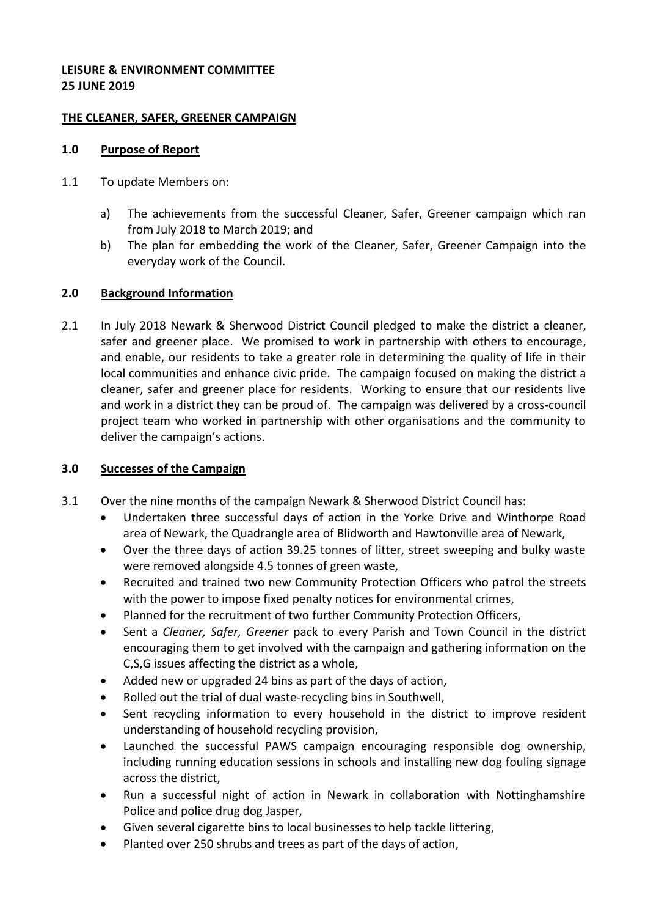**LEISURE & ENVIRONMENT COMMITTEE**
**25 JUNE 2019**

**THE CLEANER, SAFER, GREENER CAMPAIGN**

## 1.0 Purpose of Report

1.1 To update Members on:

a) The achievements from the successful Cleaner, Safer, Greener campaign which ran from July 2018 to March 2019; and

b) The plan for embedding the work of the Cleaner, Safer, Greener Campaign into the everyday work of the Council.

## 2.0 Background Information

2.1 In July 2018 Newark & Sherwood District Council pledged to make the district a cleaner, safer and greener place. We promised to work in partnership with others to encourage, and enable, our residents to take a greater role in determining the quality of life in their local communities and enhance civic pride. The campaign focused on making the district a cleaner, safer and greener place for residents. Working to ensure that our residents live and work in a district they can be proud of. The campaign was delivered by a cross-council project team who worked in partnership with other organisations and the community to deliver the campaign's actions.

## 3.0 Successes of the Campaign

3.1 Over the nine months of the campaign Newark & Sherwood District Council has:

- Undertaken three successful days of action in the Yorke Drive and Winthorpe Road area of Newark, the Quadrangle area of Blidworth and Hawtonville area of Newark,
- Over the three days of action 39.25 tonnes of litter, street sweeping and bulky waste were removed alongside 4.5 tonnes of green waste,
- Recruited and trained two new Community Protection Officers who patrol the streets with the power to impose fixed penalty notices for environmental crimes,
- Planned for the recruitment of two further Community Protection Officers,
- Sent a *Cleaner, Safer, Greener* pack to every Parish and Town Council in the district encouraging them to get involved with the campaign and gathering information on the C,S,G issues affecting the district as a whole,
- Added new or upgraded 24 bins as part of the days of action,
- Rolled out the trial of dual waste-recycling bins in Southwell,
- Sent recycling information to every household in the district to improve resident understanding of household recycling provision,
- Launched the successful PAWS campaign encouraging responsible dog ownership, including running education sessions in schools and installing new dog fouling signage across the district,
- Run a successful night of action in Newark in collaboration with Nottinghamshire Police and police drug dog Jasper,
- Given several cigarette bins to local businesses to help tackle littering,
- Planted over 250 shrubs and trees as part of the days of action,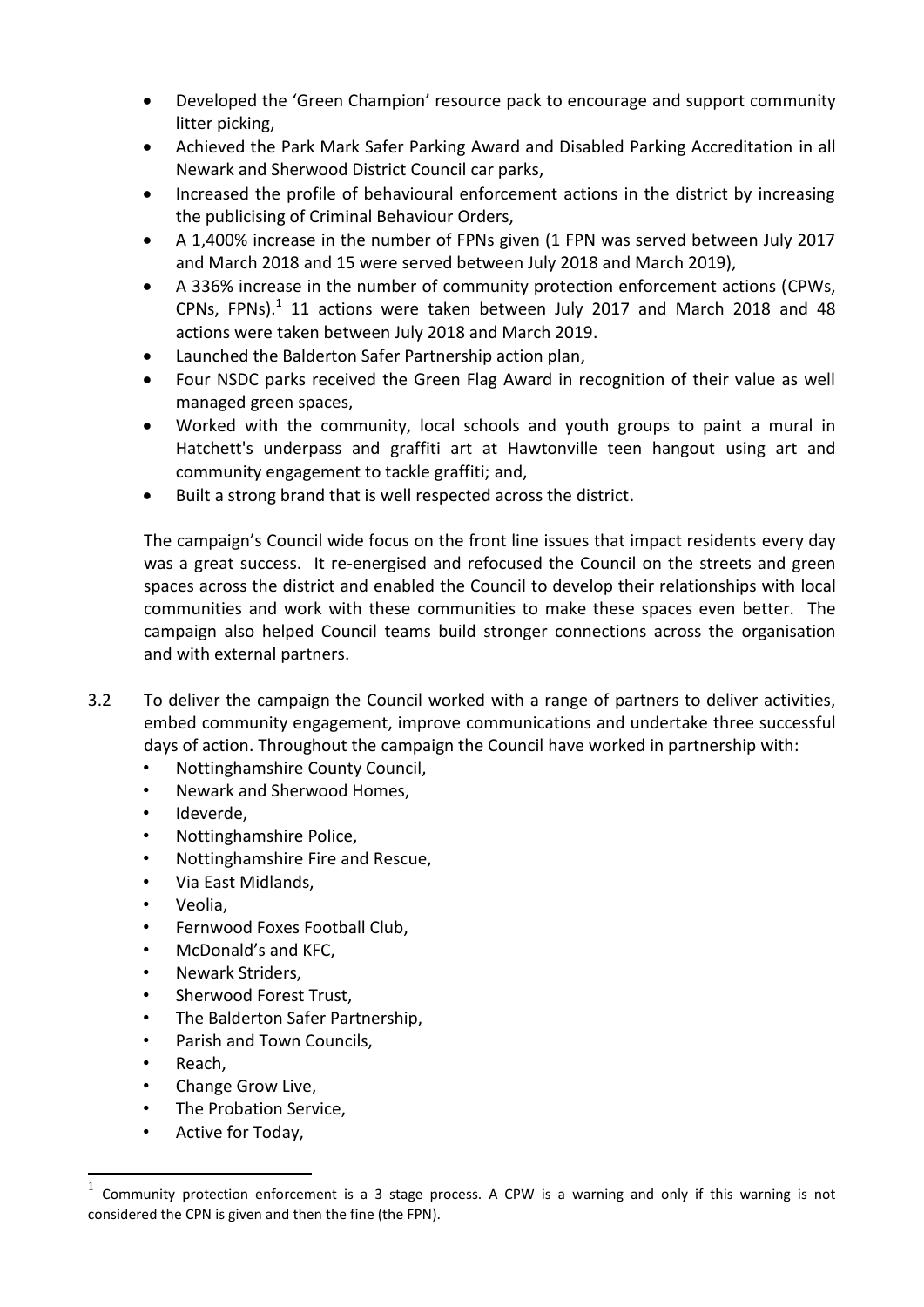- Developed the 'Green Champion' resource pack to encourage and support community litter picking,
- Achieved the Park Mark Safer Parking Award and Disabled Parking Accreditation in all Newark and Sherwood District Council car parks,
- Increased the profile of behavioural enforcement actions in the district by increasing the publicising of Criminal Behaviour Orders,
- A 1,400% increase in the number of FPNs given (1 FPN was served between July 2017 and March 2018 and 15 were served between July 2018 and March 2019),
- A 336% increase in the number of community protection enforcement actions (CPWs, CPNs, FPNs).[1] 11 actions were taken between July 2017 and March 2018 and 48 actions were taken between July 2018 and March 2019.
- Launched the Balderton Safer Partnership action plan,
- Four NSDC parks received the Green Flag Award in recognition of their value as well managed green spaces,
- Worked with the community, local schools and youth groups to paint a mural in Hatchett's underpass and graffiti art at Hawtonville teen hangout using art and community engagement to tackle graffiti; and,
- Built a strong brand that is well respected across the district.

The campaign's Council wide focus on the front line issues that impact residents every day was a great success. It re-energised and refocused the Council on the streets and green spaces across the district and enabled the Council to develop their relationships with local communities and work with these communities to make these spaces even better. The campaign also helped Council teams build stronger connections across the organisation and with external partners.

3.2 To deliver the campaign the Council worked with a range of partners to deliver activities, embed community engagement, improve communications and undertake three successful days of action. Throughout the campaign the Council have worked in partnership with:

- Nottinghamshire County Council,
- Newark and Sherwood Homes,
- Ideverde,
- Nottinghamshire Police,
- Nottinghamshire Fire and Rescue,
- Via East Midlands,
- Veolia,
- Fernwood Foxes Football Club,
- McDonald's and KFC,
- Newark Striders,
- Sherwood Forest Trust,
- The Balderton Safer Partnership,
- Parish and Town Councils,
- Reach,
- Change Grow Live,
- The Probation Service,
- Active for Today,

[1] Community protection enforcement is a 3 stage process. A CPW is a warning and only if this warning is not considered the CPN is given and then the fine (the FPN).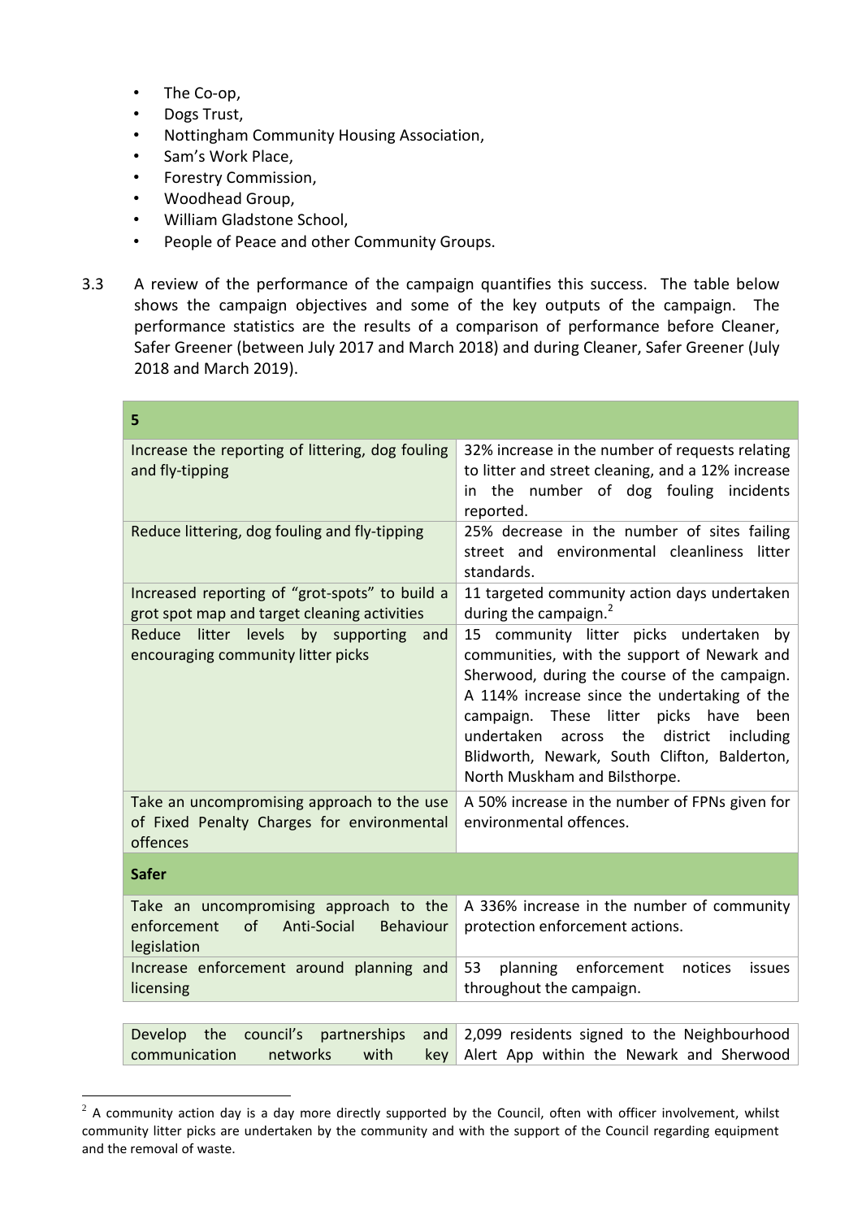- The Co-op,
- Dogs Trust,
- Nottingham Community Housing Association,
- Sam's Work Place,
- Forestry Commission,
- Woodhead Group,
- William Gladstone School,
- People of Peace and other Community Groups.

3.3 A review of the performance of the campaign quantifies this success. The table below shows the campaign objectives and some of the key outputs of the campaign. The performance statistics are the results of a comparison of performance before Cleaner, Safer Greener (between July 2017 and March 2018) and during Cleaner, Safer Greener (July 2018 and March 2019).

| 5 | |
|---|---|
| Increase the reporting of littering, dog fouling and fly-tipping | 32% increase in the number of requests relating to litter and street cleaning, and a 12% increase in the number of dog fouling incidents reported. |
| Reduce littering, dog fouling and fly-tipping | 25% decrease in the number of sites failing street and environmental cleanliness litter standards. |
| Increased reporting of "grot-spots" to build a grot spot map and target cleaning activities | 11 targeted community action days undertaken during the campaign.[2] |
| Reduce litter levels by supporting and encouraging community litter picks | 15 community litter picks undertaken by communities, with the support of Newark and Sherwood, during the course of the campaign. A 114% increase since the undertaking of the campaign. These litter picks have been undertaken across the district including Blidworth, Newark, South Clifton, Balderton, North Muskham and Bilsthorpe. |
| Take an uncompromising approach to the use of Fixed Penalty Charges for environmental offences | A 50% increase in the number of FPNs given for environmental offences. |
| **Safer** | |
| Take an uncompromising approach to the enforcement of Anti-Social Behaviour legislation | A 336% increase in the number of community protection enforcement actions. |
| Increase enforcement around planning and licensing | 53 planning enforcement notices issues throughout the campaign. |
| Develop the council's partnerships and communication networks with key | 2,099 residents signed to the Neighbourhood Alert App within the Newark and Sherwood |

[2] A community action day is a day more directly supported by the Council, often with officer involvement, whilst community litter picks are undertaken by the community and with the support of the Council regarding equipment and the removal of waste.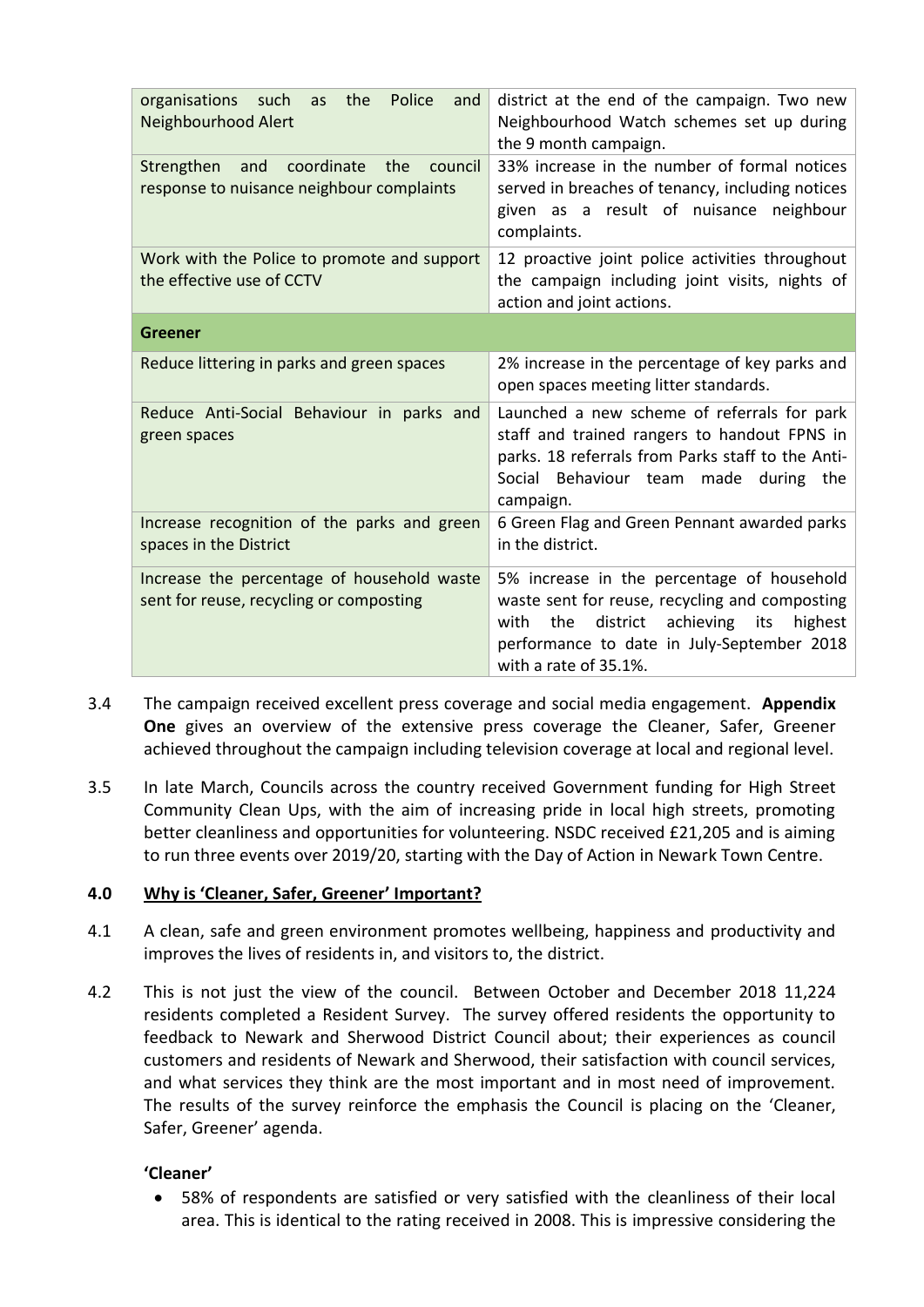| | |
|---|---|
| organisations such as the Police and Neighbourhood Alert | district at the end of the campaign. Two new Neighbourhood Watch schemes set up during the 9 month campaign. |
| Strengthen and coordinate the council response to nuisance neighbour complaints | 33% increase in the number of formal notices served in breaches of tenancy, including notices given as a result of nuisance neighbour complaints. |
| Work with the Police to promote and support the effective use of CCTV | 12 proactive joint police activities throughout the campaign including joint visits, nights of action and joint actions. |
| **Greener** | |
| Reduce littering in parks and green spaces | 2% increase in the percentage of key parks and open spaces meeting litter standards. |
| Reduce Anti-Social Behaviour in parks and green spaces | Launched a new scheme of referrals for park staff and trained rangers to handout FPNS in parks. 18 referrals from Parks staff to the Anti-Social Behaviour team made during the campaign. |
| Increase recognition of the parks and green spaces in the District | 6 Green Flag and Green Pennant awarded parks in the district. |
| Increase the percentage of household waste sent for reuse, recycling or composting | 5% increase in the percentage of household waste sent for reuse, recycling and composting with the district achieving its highest performance to date in July-September 2018 with a rate of 35.1%. |

3.4 The campaign received excellent press coverage and social media engagement. **Appendix One** gives an overview of the extensive press coverage the Cleaner, Safer, Greener achieved throughout the campaign including television coverage at local and regional level.

3.5 In late March, Councils across the country received Government funding for High Street Community Clean Ups, with the aim of increasing pride in local high streets, promoting better cleanliness and opportunities for volunteering. NSDC received £21,205 and is aiming to run three events over 2019/20, starting with the Day of Action in Newark Town Centre.

## 4.0 Why is 'Cleaner, Safer, Greener' Important?

4.1 A clean, safe and green environment promotes wellbeing, happiness and productivity and improves the lives of residents in, and visitors to, the district.

4.2 This is not just the view of the council. Between October and December 2018 11,224 residents completed a Resident Survey. The survey offered residents the opportunity to feedback to Newark and Sherwood District Council about; their experiences as council customers and residents of Newark and Sherwood, their satisfaction with council services, and what services they think are the most important and in most need of improvement. The results of the survey reinforce the emphasis the Council is placing on the 'Cleaner, Safer, Greener' agenda.

**'Cleaner'**

- 58% of respondents are satisfied or very satisfied with the cleanliness of their local area. This is identical to the rating received in 2008. This is impressive considering the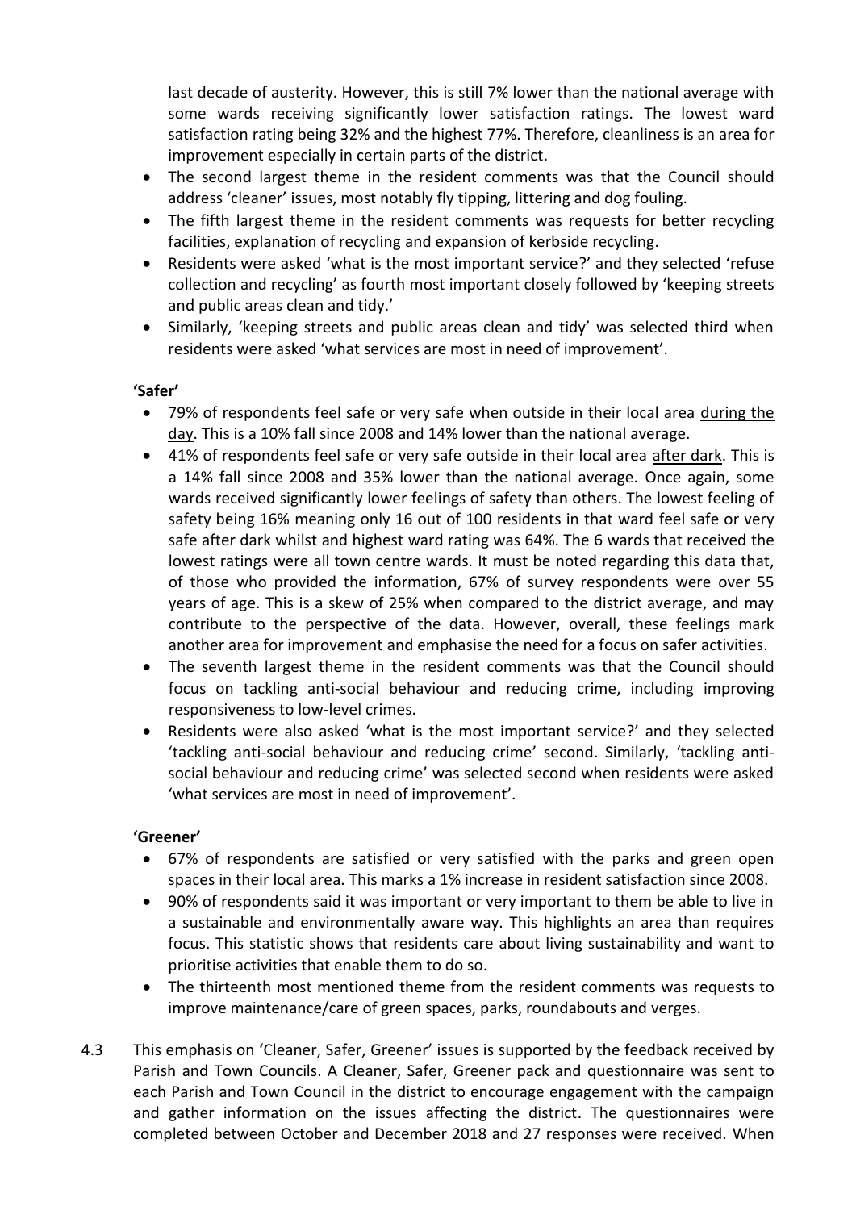last decade of austerity. However, this is still 7% lower than the national average with some wards receiving significantly lower satisfaction ratings. The lowest ward satisfaction rating being 32% and the highest 77%. Therefore, cleanliness is an area for improvement especially in certain parts of the district.

- The second largest theme in the resident comments was that the Council should address 'cleaner' issues, most notably fly tipping, littering and dog fouling.
- The fifth largest theme in the resident comments was requests for better recycling facilities, explanation of recycling and expansion of kerbside recycling.
- Residents were asked 'what is the most important service?' and they selected 'refuse collection and recycling' as fourth most important closely followed by 'keeping streets and public areas clean and tidy.'
- Similarly, 'keeping streets and public areas clean and tidy' was selected third when residents were asked 'what services are most in need of improvement'.

**'Safer'**

- 79% of respondents feel safe or very safe when outside in their local area <u>during the day</u>. This is a 10% fall since 2008 and 14% lower than the national average.
- 41% of respondents feel safe or very safe outside in their local area <u>after dark</u>. This is a 14% fall since 2008 and 35% lower than the national average. Once again, some wards received significantly lower feelings of safety than others. The lowest feeling of safety being 16% meaning only 16 out of 100 residents in that ward feel safe or very safe after dark whilst and highest ward rating was 64%. The 6 wards that received the lowest ratings were all town centre wards. It must be noted regarding this data that, of those who provided the information, 67% of survey respondents were over 55 years of age. This is a skew of 25% when compared to the district average, and may contribute to the perspective of the data. However, overall, these feelings mark another area for improvement and emphasise the need for a focus on safer activities.
- The seventh largest theme in the resident comments was that the Council should focus on tackling anti-social behaviour and reducing crime, including improving responsiveness to low-level crimes.
- Residents were also asked 'what is the most important service?' and they selected 'tackling anti-social behaviour and reducing crime' second. Similarly, 'tackling anti-social behaviour and reducing crime' was selected second when residents were asked 'what services are most in need of improvement'.

**'Greener'**

- 67% of respondents are satisfied or very satisfied with the parks and green open spaces in their local area. This marks a 1% increase in resident satisfaction since 2008.
- 90% of respondents said it was important or very important to them be able to live in a sustainable and environmentally aware way. This highlights an area than requires focus. This statistic shows that residents care about living sustainability and want to prioritise activities that enable them to do so.
- The thirteenth most mentioned theme from the resident comments was requests to improve maintenance/care of green spaces, parks, roundabouts and verges.

4.3 This emphasis on 'Cleaner, Safer, Greener' issues is supported by the feedback received by Parish and Town Councils. A Cleaner, Safer, Greener pack and questionnaire was sent to each Parish and Town Council in the district to encourage engagement with the campaign and gather information on the issues affecting the district. The questionnaires were completed between October and December 2018 and 27 responses were received. When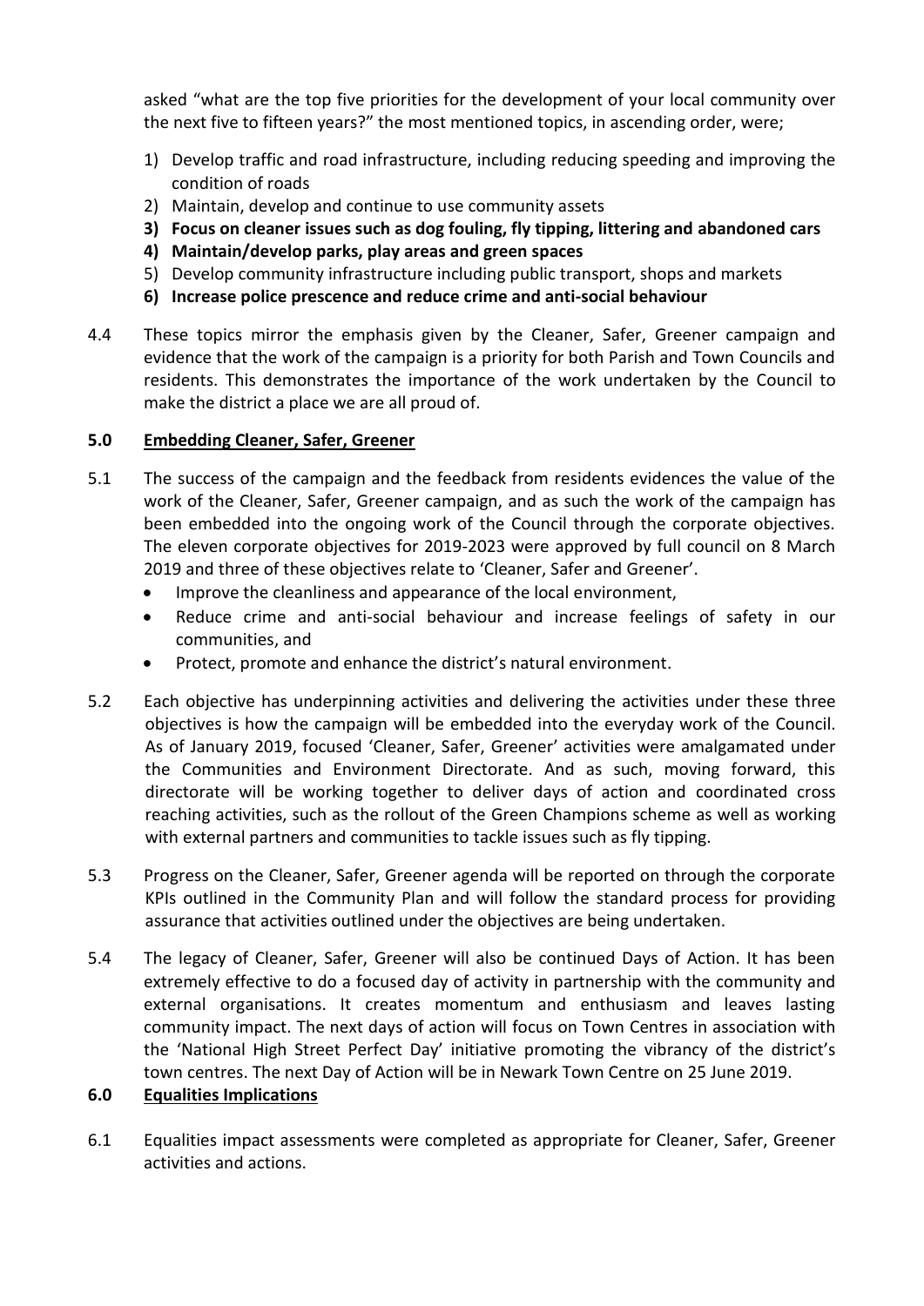asked "what are the top five priorities for the development of your local community over the next five to fifteen years?" the most mentioned topics, in ascending order, were;

1) Develop traffic and road infrastructure, including reducing speeding and improving the condition of roads
2) Maintain, develop and continue to use community assets
3) **Focus on cleaner issues such as dog fouling, fly tipping, littering and abandoned cars**
4) **Maintain/develop parks, play areas and green spaces**
5) Develop community infrastructure including public transport, shops and markets
6) **Increase police prescence and reduce crime and anti-social behaviour**

4.4 These topics mirror the emphasis given by the Cleaner, Safer, Greener campaign and evidence that the work of the campaign is a priority for both Parish and Town Councils and residents. This demonstrates the importance of the work undertaken by the Council to make the district a place we are all proud of.

## 5.0 Embedding Cleaner, Safer, Greener

5.1 The success of the campaign and the feedback from residents evidences the value of the work of the Cleaner, Safer, Greener campaign, and as such the work of the campaign has been embedded into the ongoing work of the Council through the corporate objectives. The eleven corporate objectives for 2019-2023 were approved by full council on 8 March 2019 and three of these objectives relate to 'Cleaner, Safer and Greener'.

- Improve the cleanliness and appearance of the local environment,
- Reduce crime and anti-social behaviour and increase feelings of safety in our communities, and
- Protect, promote and enhance the district's natural environment.

5.2 Each objective has underpinning activities and delivering the activities under these three objectives is how the campaign will be embedded into the everyday work of the Council. As of January 2019, focused 'Cleaner, Safer, Greener' activities were amalgamated under the Communities and Environment Directorate. And as such, moving forward, this directorate will be working together to deliver days of action and coordinated cross reaching activities, such as the rollout of the Green Champions scheme as well as working with external partners and communities to tackle issues such as fly tipping.

5.3 Progress on the Cleaner, Safer, Greener agenda will be reported on through the corporate KPIs outlined in the Community Plan and will follow the standard process for providing assurance that activities outlined under the objectives are being undertaken.

5.4 The legacy of Cleaner, Safer, Greener will also be continued Days of Action. It has been extremely effective to do a focused day of activity in partnership with the community and external organisations. It creates momentum and enthusiasm and leaves lasting community impact. The next days of action will focus on Town Centres in association with the 'National High Street Perfect Day' initiative promoting the vibrancy of the district's town centres. The next Day of Action will be in Newark Town Centre on 25 June 2019.

## 6.0 Equalities Implications

6.1 Equalities impact assessments were completed as appropriate for Cleaner, Safer, Greener activities and actions.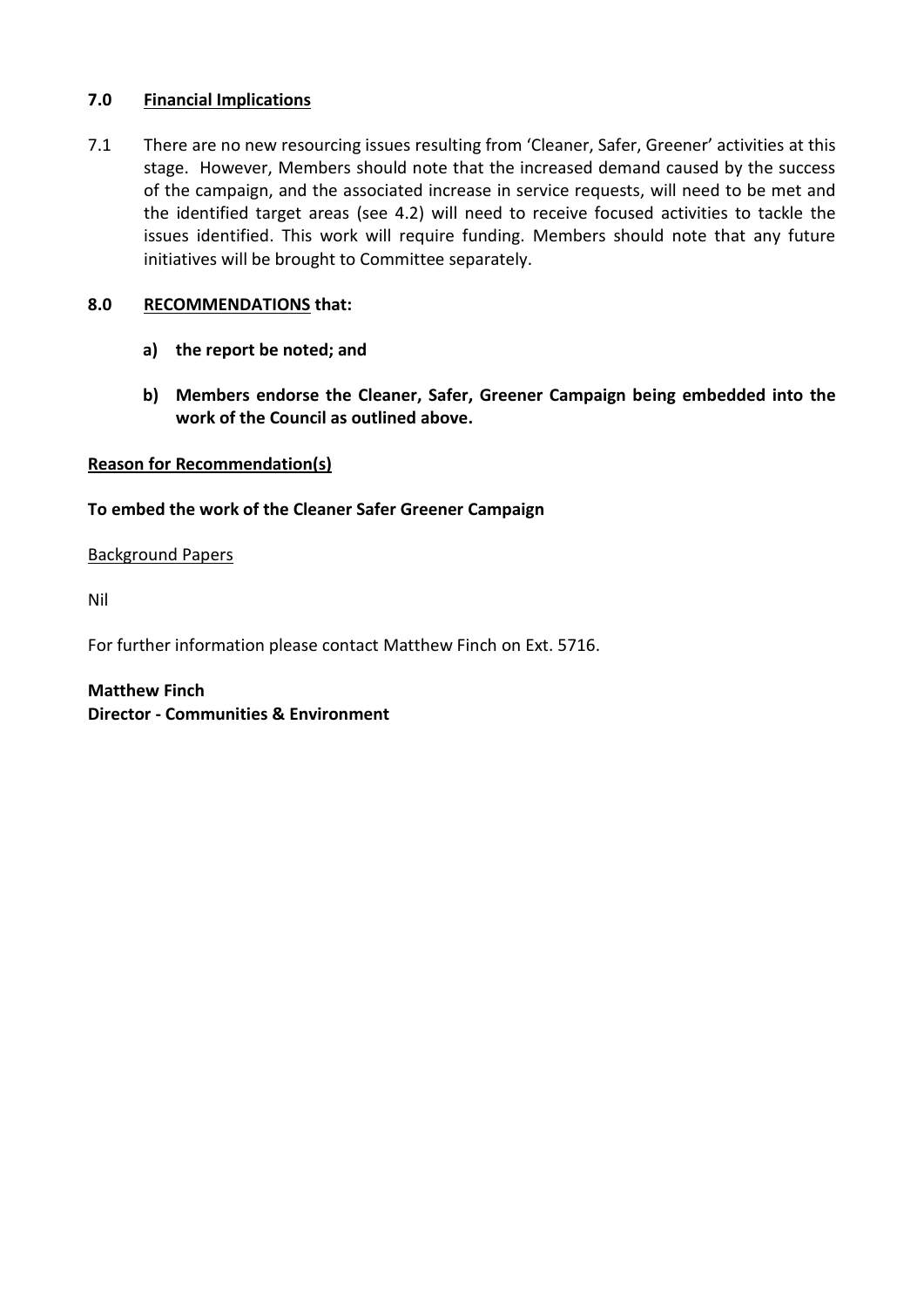## 7.0 Financial Implications

7.1 There are no new resourcing issues resulting from 'Cleaner, Safer, Greener' activities at this stage. However, Members should note that the increased demand caused by the success of the campaign, and the associated increase in service requests, will need to be met and the identified target areas (see 4.2) will need to receive focused activities to tackle the issues identified. This work will require funding. Members should note that any future initiatives will be brought to Committee separately.

## 8.0 RECOMMENDATIONS that:

**a) the report be noted; and**

**b) Members endorse the Cleaner, Safer, Greener Campaign being embedded into the work of the Council as outlined above.**

**Reason for Recommendation(s)**

**To embed the work of the Cleaner Safer Greener Campaign**

Background Papers

Nil

For further information please contact Matthew Finch on Ext. 5716.

**Matthew Finch**
**Director - Communities & Environment**